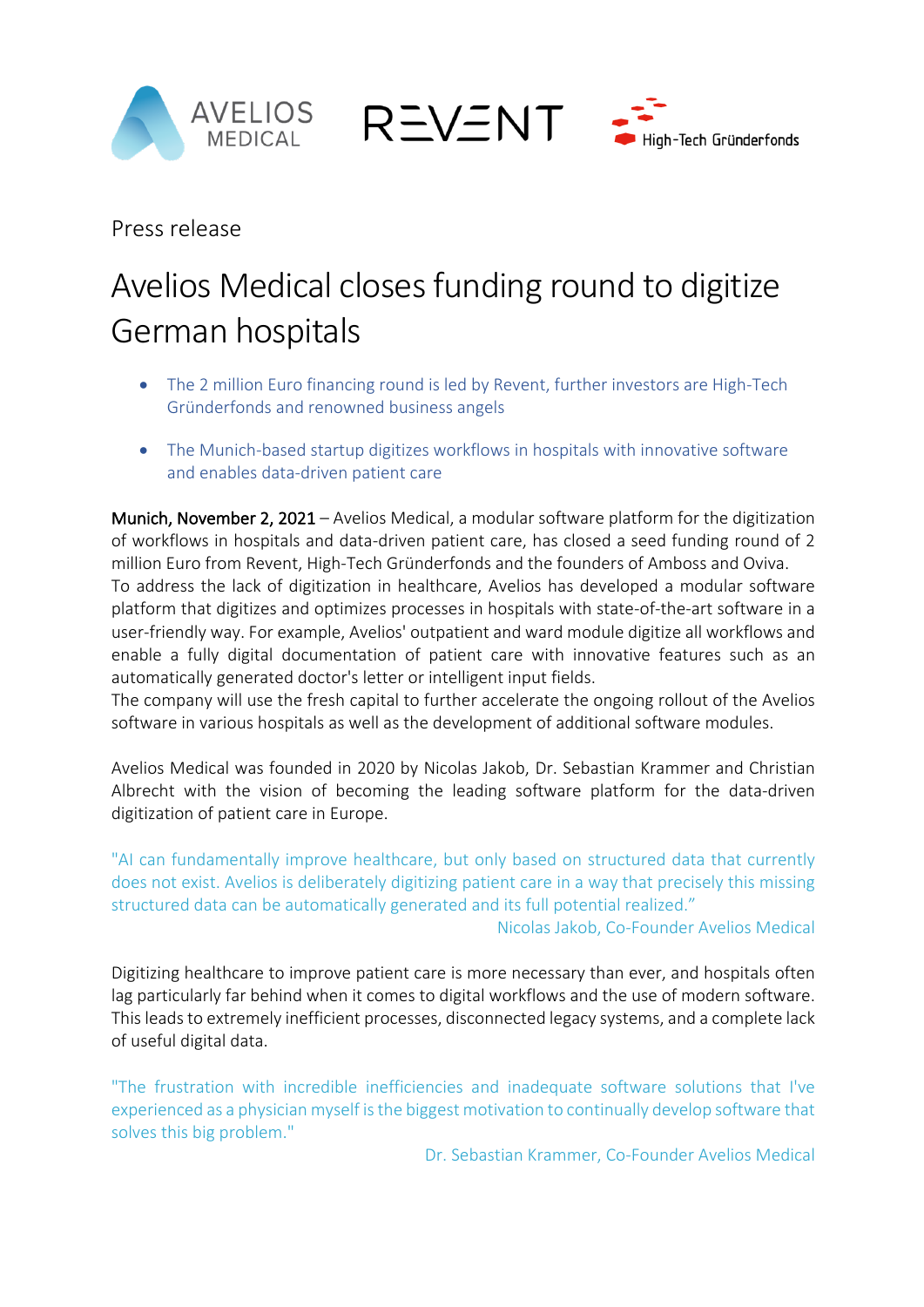Press release

# Avelios Medical closes funding round to digitize German hospitals

- The 2 million Euro financing round is led by Revent, further investors are High-Tech Gründerfonds and renowned business angels
- The Munich-based startup digitizes workflows in hospitals with innovative software and enables data-driven patient care

**Munich, November 2, 2021** – Avelios Medical, a modular software platform for the digitization of workflows in hospitals and data-driven patient care, has closed a seed funding round of 2 million Euro from Revent, High-Tech Gründerfonds and the founders of Amboss and Oviva.
To address the lack of digitization in healthcare, Avelios has developed a modular software platform that digitizes and optimizes processes in hospitals with state-of-the-art software in a user-friendly way. For example, Avelios' outpatient and ward module digitize all workflows and enable a fully digital documentation of patient care with innovative features such as an automatically generated doctor's letter or intelligent input fields.
The company will use the fresh capital to further accelerate the ongoing rollout of the Avelios software in various hospitals as well as the development of additional software modules.

Avelios Medical was founded in 2020 by Nicolas Jakob, Dr. Sebastian Krammer and Christian Albrecht with the vision of becoming the leading software platform for the data-driven digitization of patient care in Europe.

"AI can fundamentally improve healthcare, but only based on structured data that currently does not exist. Avelios is deliberately digitizing patient care in a way that precisely this missing structured data can be automatically generated and its full potential realized."

Nicolas Jakob, Co-Founder Avelios Medical

Digitizing healthcare to improve patient care is more necessary than ever, and hospitals often lag particularly far behind when it comes to digital workflows and the use of modern software. This leads to extremely inefficient processes, disconnected legacy systems, and a complete lack of useful digital data.

"The frustration with incredible inefficiencies and inadequate software solutions that I've experienced as a physician myself is the biggest motivation to continually develop software that solves this big problem."

Dr. Sebastian Krammer, Co-Founder Avelios Medical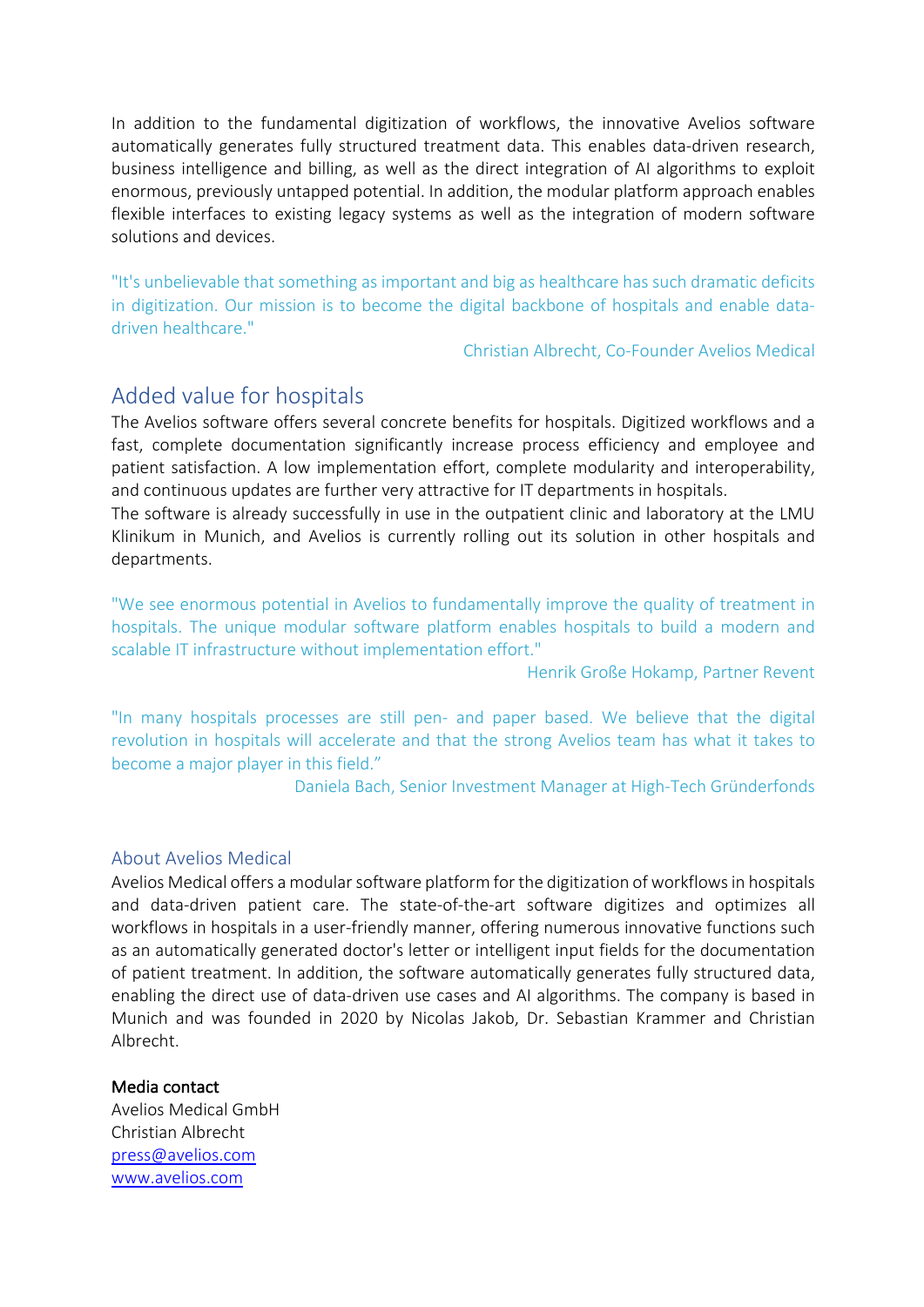In addition to the fundamental digitization of workflows, the innovative Avelios software automatically generates fully structured treatment data. This enables data-driven research, business intelligence and billing, as well as the direct integration of AI algorithms to exploit enormous, previously untapped potential. In addition, the modular platform approach enables flexible interfaces to existing legacy systems as well as the integration of modern software solutions and devices.

"It's unbelievable that something as important and big as healthcare has such dramatic deficits in digitization. Our mission is to become the digital backbone of hospitals and enable data-driven healthcare."

Christian Albrecht, Co-Founder Avelios Medical

## Added value for hospitals

The Avelios software offers several concrete benefits for hospitals. Digitized workflows and a fast, complete documentation significantly increase process efficiency and employee and patient satisfaction. A low implementation effort, complete modularity and interoperability, and continuous updates are further very attractive for IT departments in hospitals.
The software is already successfully in use in the outpatient clinic and laboratory at the LMU Klinikum in Munich, and Avelios is currently rolling out its solution in other hospitals and departments.

"We see enormous potential in Avelios to fundamentally improve the quality of treatment in hospitals. The unique modular software platform enables hospitals to build a modern and scalable IT infrastructure without implementation effort."

Henrik Große Hokamp, Partner Revent

"In many hospitals processes are still pen- and paper based. We believe that the digital revolution in hospitals will accelerate and that the strong Avelios team has what it takes to become a major player in this field."

Daniela Bach, Senior Investment Manager at High-Tech Gründerfonds

### About Avelios Medical

Avelios Medical offers a modular software platform for the digitization of workflows in hospitals and data-driven patient care. The state-of-the-art software digitizes and optimizes all workflows in hospitals in a user-friendly manner, offering numerous innovative functions such as an automatically generated doctor's letter or intelligent input fields for the documentation of patient treatment. In addition, the software automatically generates fully structured data, enabling the direct use of data-driven use cases and AI algorithms. The company is based in Munich and was founded in 2020 by Nicolas Jakob, Dr. Sebastian Krammer and Christian Albrecht.

**Media contact**
Avelios Medical GmbH
Christian Albrecht
press@avelios.com
www.avelios.com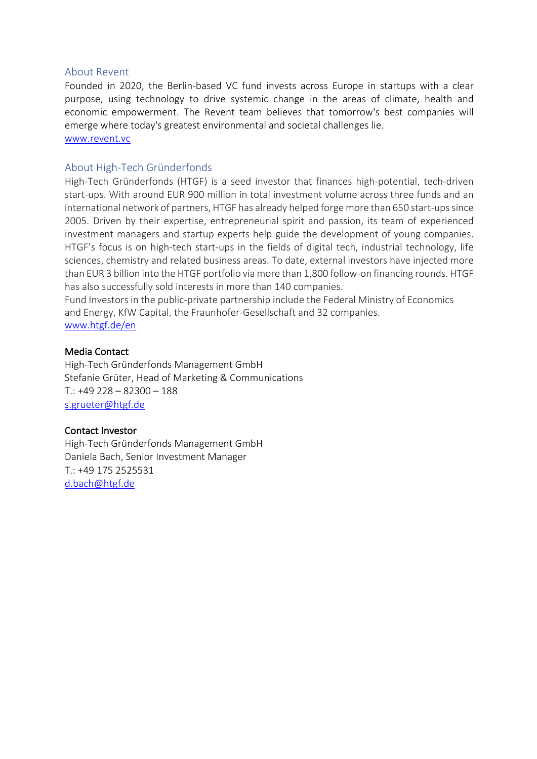## About Revent

Founded in 2020, the Berlin-based VC fund invests across Europe in startups with a clear purpose, using technology to drive systemic change in the areas of climate, health and economic empowerment. The Revent team believes that tomorrow's best companies will emerge where today's greatest environmental and societal challenges lie.
www.revent.vc

## About High-Tech Gründerfonds

High-Tech Gründerfonds (HTGF) is a seed investor that finances high-potential, tech-driven start-ups. With around EUR 900 million in total investment volume across three funds and an international network of partners, HTGF has already helped forge more than 650 start-ups since 2005. Driven by their expertise, entrepreneurial spirit and passion, its team of experienced investment managers and startup experts help guide the development of young companies. HTGF's focus is on high-tech start-ups in the fields of digital tech, industrial technology, life sciences, chemistry and related business areas. To date, external investors have injected more than EUR 3 billion into the HTGF portfolio via more than 1,800 follow-on financing rounds. HTGF has also successfully sold interests in more than 140 companies.
Fund Investors in the public-private partnership include the Federal Ministry of Economics and Energy, KfW Capital, the Fraunhofer-Gesellschaft and 32 companies.
www.htgf.de/en

**Media Contact**
High-Tech Gründerfonds Management GmbH
Stefanie Grüter, Head of Marketing & Communications
T.: +49 228 – 82300 – 188
s.grueter@htgf.de

**Contact Investor**
High-Tech Gründerfonds Management GmbH
Daniela Bach, Senior Investment Manager
T.: +49 175 2525531
d.bach@htgf.de